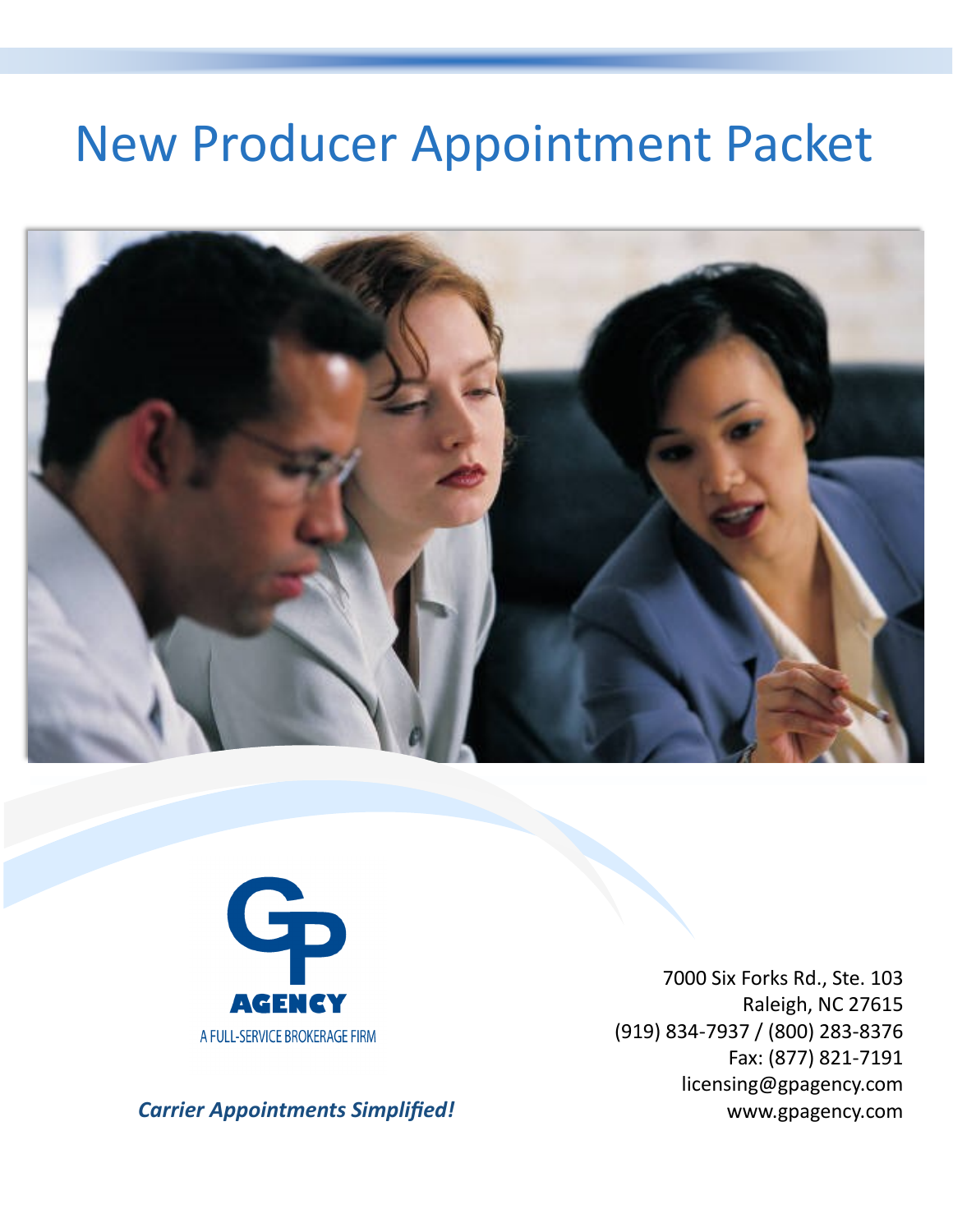# New Producer Appointment Packet

GP AGENCY

A FULL-SERVICE BROKERAGE FIRM

*Carrier Appointments Simplified!*

7000 Six Forks Rd., Ste. 103
Raleigh, NC 27615
(919) 834-7937 / (800) 283-8376
Fax: (877) 821-7191
licensing@gpagency.com
www.gpagency.com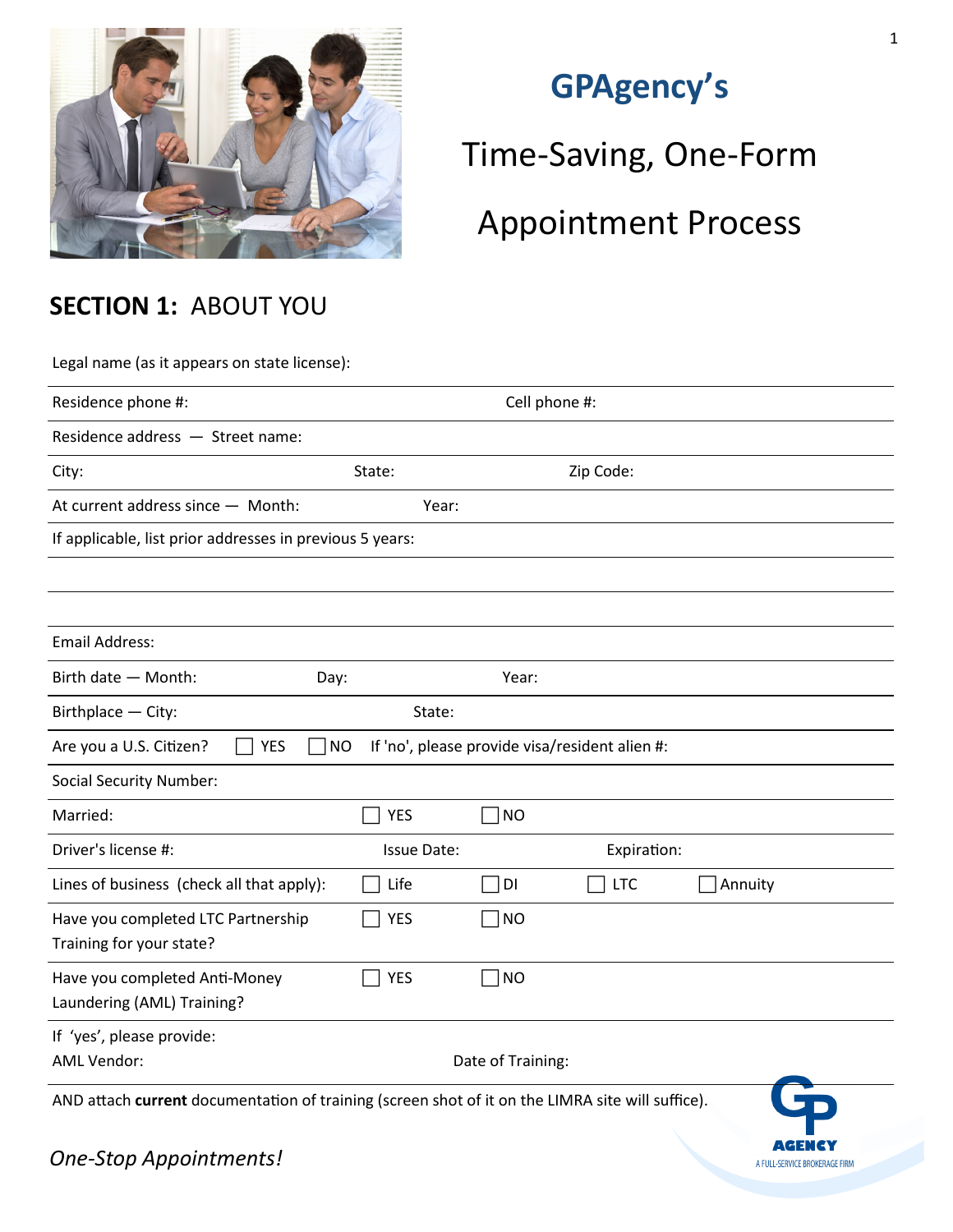# GPAgency's

# Time-Saving, One-Form Appointment Process

## SECTION 1: ABOUT YOU

Legal name (as it appears on state license):

Residence phone #: Cell phone #:

Residence address — Street name:

City: State: Zip Code:

At current address since — Month: Year:

If applicable, list prior addresses in previous 5 years:

Email Address:

Birth date — Month: Day: Year:

Birthplace — City: State:

Are you a U.S. Citizen? ☐ YES ☐ NO If 'no', please provide visa/resident alien #:

Social Security Number:

Married: ☐ YES ☐ NO

Driver's license #: Issue Date: Expiration:

Lines of business (check all that apply): ☐ Life ☐ DI ☐ LTC ☐ Annuity

Have you completed LTC Partnership Training for your state? ☐ YES ☐ NO

Have you completed Anti-Money Laundering (AML) Training? ☐ YES ☐ NO

If 'yes', please provide:
AML Vendor: Date of Training:

AND attach **current** documentation of training (screen shot of it on the LIMRA site will suffice).

*One-Stop Appointments!*

GP AGENCY
A FULL-SERVICE BROKERAGE FIRM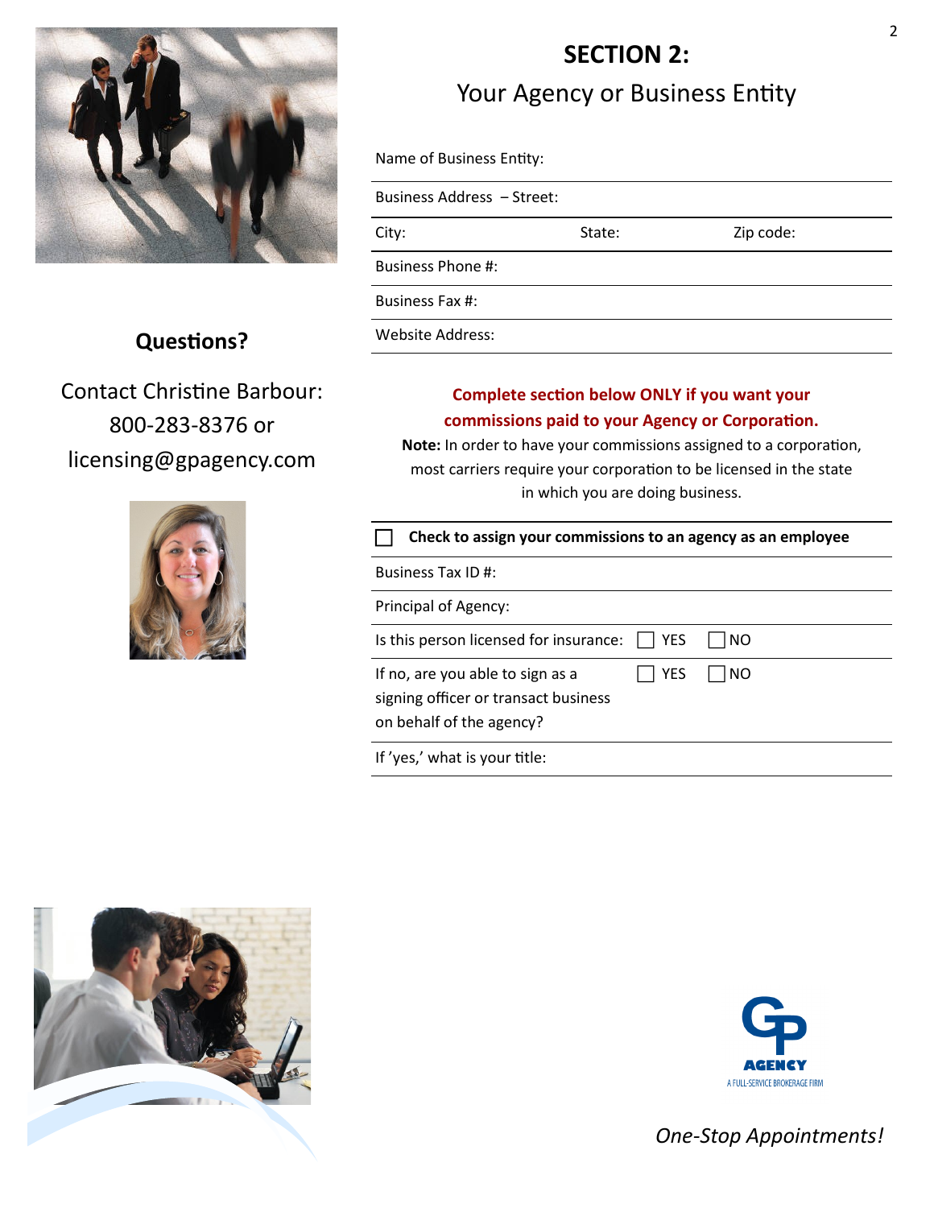# SECTION 2:

## Your Agency or Business Entity

Name of Business Entity:

Business Address – Street:

| City: | State: | Zip code: |
|---|---|---|

Business Phone #:

Business Fax #:

Website Address:

**Questions?**

Contact Christine Barbour:
800-283-8376 or
licensing@gpagency.com

**Complete section below ONLY if you want your commissions paid to your Agency or Corporation.**

**Note:** In order to have your commissions assigned to a corporation, most carriers require your corporation to be licensed in the state in which you are doing business.

☐ **Check to assign your commissions to an agency as an employee**

Business Tax ID #:

Principal of Agency:

| Is this person licensed for insurance: | ☐ YES | ☐ NO |
|---|---|---|
| If no, are you able to sign as a signing officer or transact business on behalf of the agency? | ☐ YES | ☐ NO |

If 'yes,' what is your title:

GP AGENCY
A FULL-SERVICE BROKERAGE FIRM

*One-Stop Appointments!*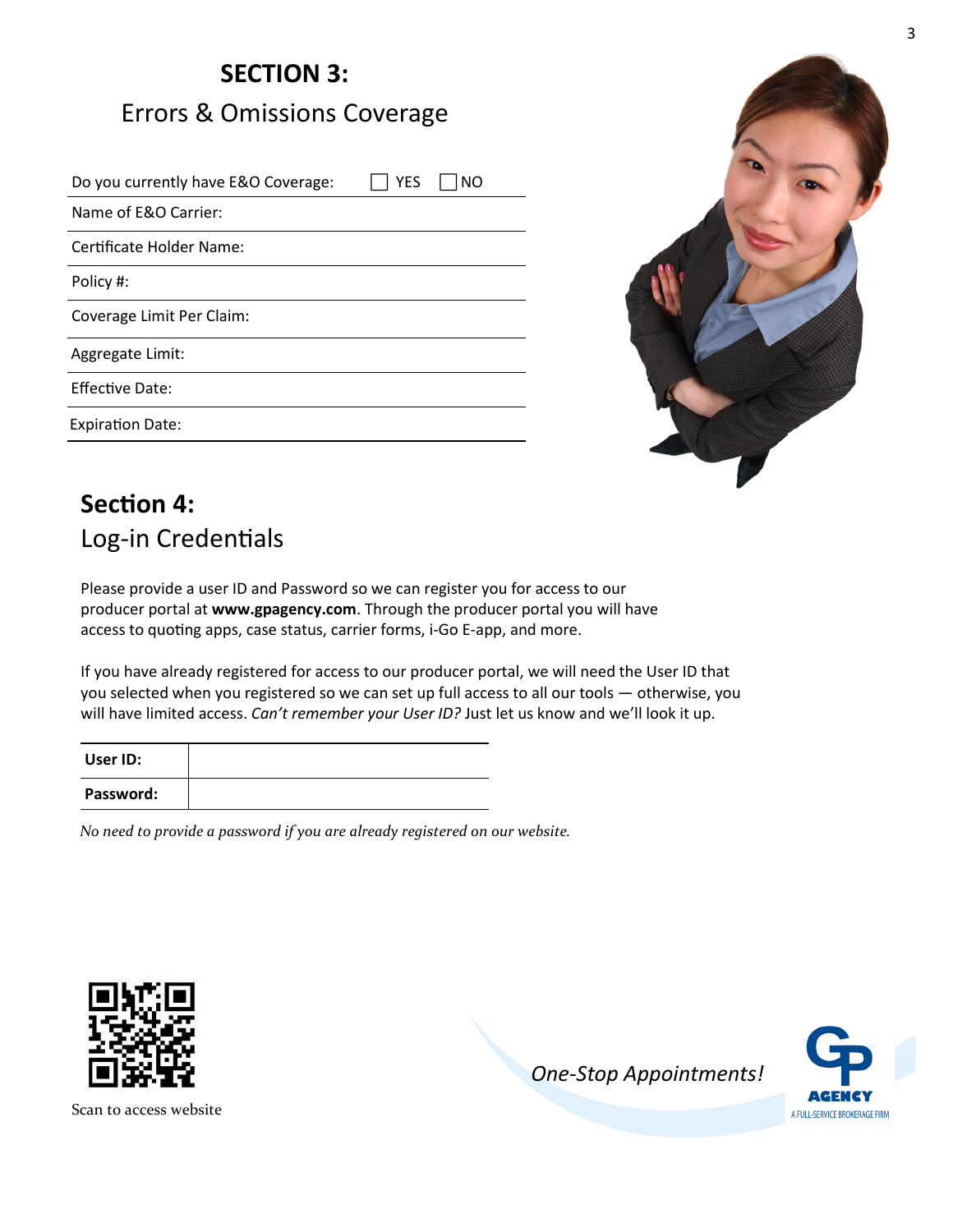# SECTION 3:

## Errors & Omissions Coverage

| Do you currently have E&O Coverage: ☐ YES ☐ NO |
|---|
| Name of E&O Carrier: |
| Certificate Holder Name: |
| Policy #: |
| Coverage Limit Per Claim: |
| Aggregate Limit: |
| Effective Date: |
| Expiration Date: |

# Section 4:

## Log-in Credentials

Please provide a user ID and Password so we can register you for access to our producer portal at **www.gpagency.com**. Through the producer portal you will have access to quoting apps, case status, carrier forms, i-Go E-app, and more.

If you have already registered for access to our producer portal, we will need the User ID that you selected when you registered so we can set up full access to all our tools — otherwise, you will have limited access. *Can't remember your User ID?* Just let us know and we'll look it up.

| **User ID:** | |
|---|---|
| **Password:** | |

*No need to provide a password if you are already registered on our website.*

Scan to access website

*One-Stop Appointments!*

GP AGENCY
A FULL-SERVICE BROKERAGE FIRM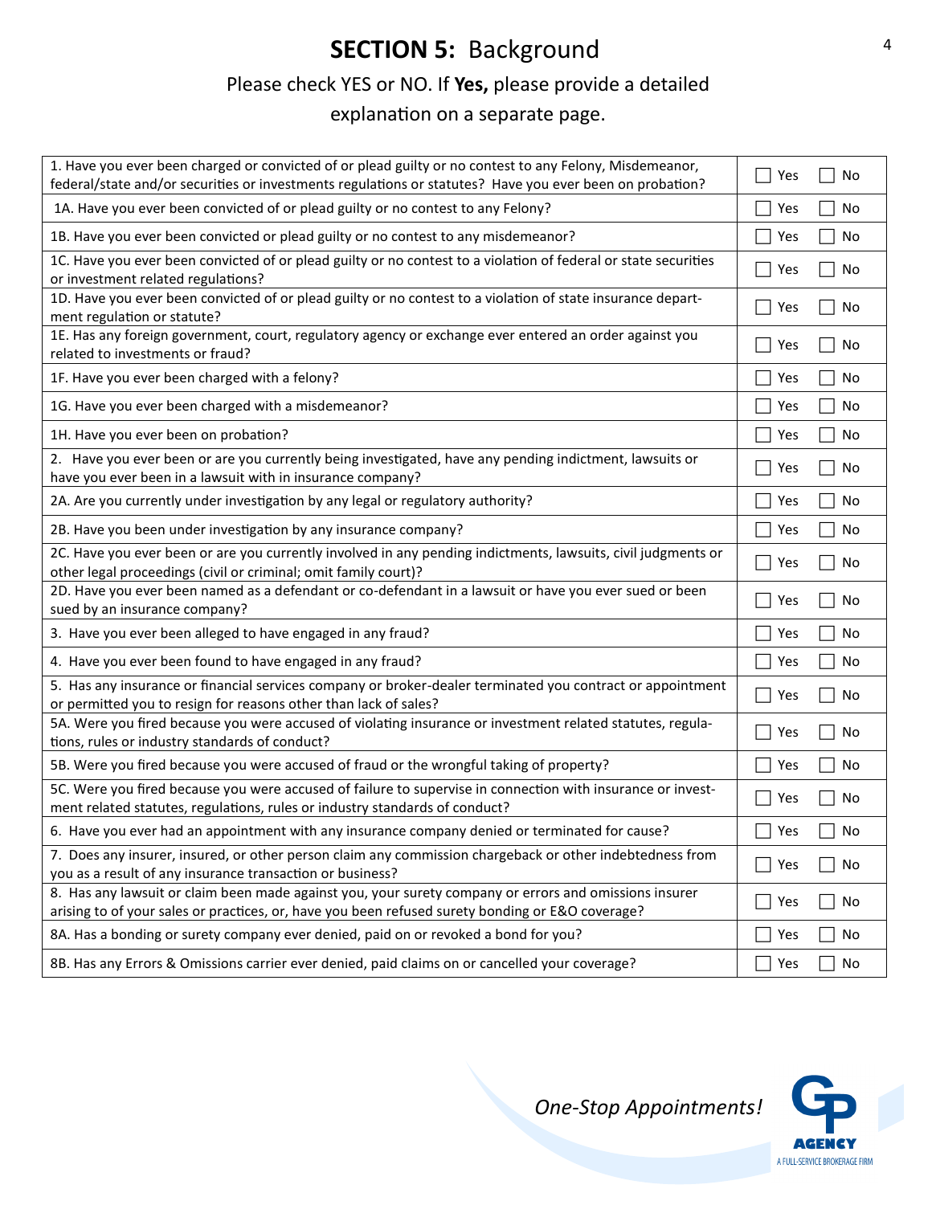# **SECTION 5:** Background

Please check YES or NO. If **Yes,** please provide a detailed explanation on a separate page.

| Question | Yes | No |
|---|---|---|
| 1. Have you ever been charged or convicted of or plead guilty or no contest to any Felony, Misdemeanor, federal/state and/or securities or investments regulations or statutes? Have you ever been on probation? | ☐ Yes | ☐ No |
| 1A. Have you ever been convicted of or plead guilty or no contest to any Felony? | ☐ Yes | ☐ No |
| 1B. Have you ever been convicted or plead guilty or no contest to any misdemeanor? | ☐ Yes | ☐ No |
| 1C. Have you ever been convicted of or plead guilty or no contest to a violation of federal or state securities or investment related regulations? | ☐ Yes | ☐ No |
| 1D. Have you ever been convicted of or plead guilty or no contest to a violation of state insurance department regulation or statute? | ☐ Yes | ☐ No |
| 1E. Has any foreign government, court, regulatory agency or exchange ever entered an order against you related to investments or fraud? | ☐ Yes | ☐ No |
| 1F. Have you ever been charged with a felony? | ☐ Yes | ☐ No |
| 1G. Have you ever been charged with a misdemeanor? | ☐ Yes | ☐ No |
| 1H. Have you ever been on probation? | ☐ Yes | ☐ No |
| 2. Have you ever been or are you currently being investigated, have any pending indictment, lawsuits or have you ever been in a lawsuit with in insurance company? | ☐ Yes | ☐ No |
| 2A. Are you currently under investigation by any legal or regulatory authority? | ☐ Yes | ☐ No |
| 2B. Have you been under investigation by any insurance company? | ☐ Yes | ☐ No |
| 2C. Have you ever been or are you currently involved in any pending indictments, lawsuits, civil judgments or other legal proceedings (civil or criminal; omit family court)? | ☐ Yes | ☐ No |
| 2D. Have you ever been named as a defendant or co-defendant in a lawsuit or have you ever sued or been sued by an insurance company? | ☐ Yes | ☐ No |
| 3. Have you ever been alleged to have engaged in any fraud? | ☐ Yes | ☐ No |
| 4. Have you ever been found to have engaged in any fraud? | ☐ Yes | ☐ No |
| 5. Has any insurance or financial services company or broker-dealer terminated you contract or appointment or permitted you to resign for reasons other than lack of sales? | ☐ Yes | ☐ No |
| 5A. Were you fired because you were accused of violating insurance or investment related statutes, regulations, rules or industry standards of conduct? | ☐ Yes | ☐ No |
| 5B. Were you fired because you were accused of fraud or the wrongful taking of property? | ☐ Yes | ☐ No |
| 5C. Were you fired because you were accused of failure to supervise in connection with insurance or investment related statutes, regulations, rules or industry standards of conduct? | ☐ Yes | ☐ No |
| 6. Have you ever had an appointment with any insurance company denied or terminated for cause? | ☐ Yes | ☐ No |
| 7. Does any insurer, insured, or other person claim any commission chargeback or other indebtedness from you as a result of any insurance transaction or business? | ☐ Yes | ☐ No |
| 8. Has any lawsuit or claim been made against you, your surety company or errors and omissions insurer arising to of your sales or practices, or, have you been refused surety bonding or E&O coverage? | ☐ Yes | ☐ No |
| 8A. Has a bonding or surety company ever denied, paid on or revoked a bond for you? | ☐ Yes | ☐ No |
| 8B. Has any Errors & Omissions carrier ever denied, paid claims on or cancelled your coverage? | ☐ Yes | ☐ No |

*One-Stop Appointments!*

GP AGENCY
A FULL-SERVICE BROKERAGE FIRM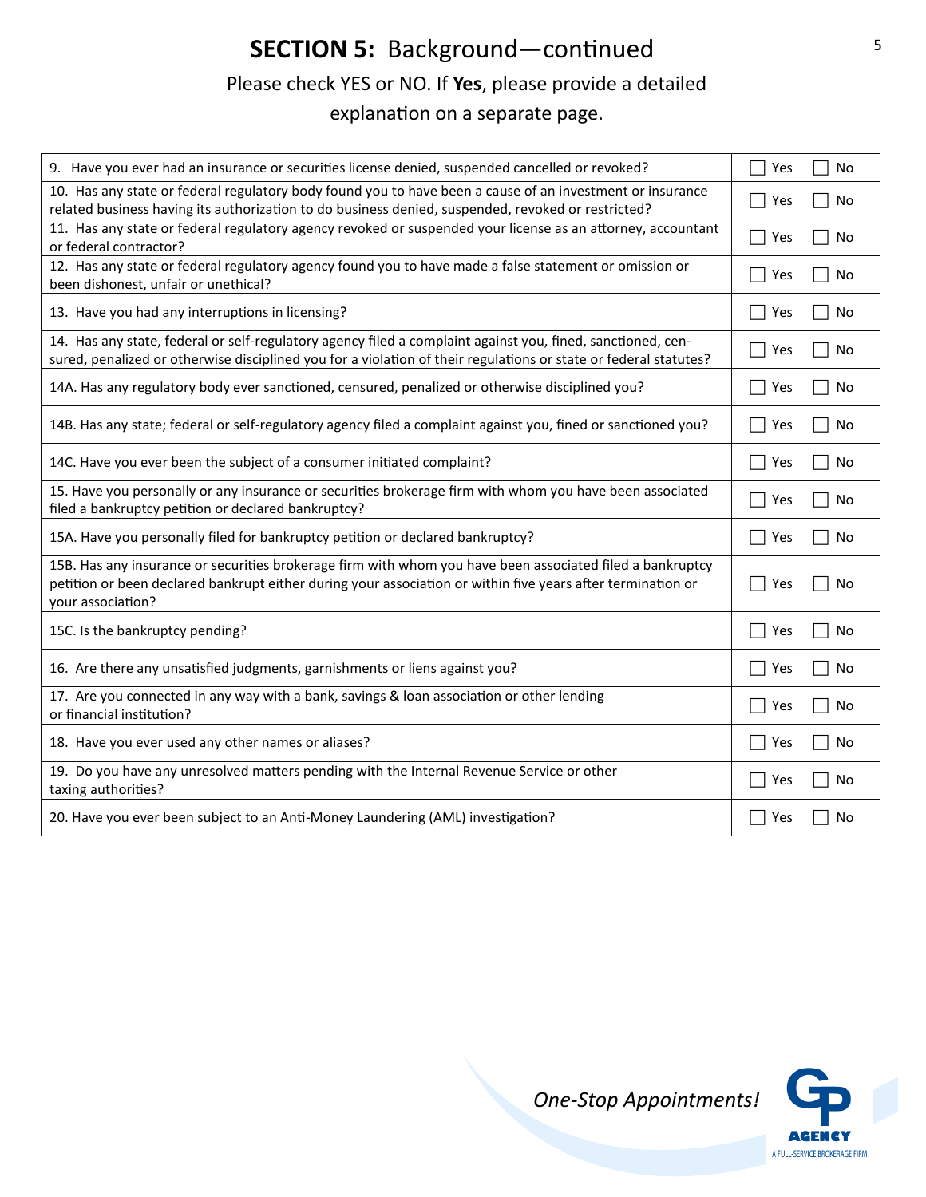## **SECTION 5:** Background—continued

Please check YES or NO. If **Yes**, please provide a detailed explanation on a separate page.

| Question | Response |
|---|---|
| 9. Have you ever had an insurance or securities license denied, suspended cancelled or revoked? | ☐ Yes ☐ No |
| 10. Has any state or federal regulatory body found you to have been a cause of an investment or insurance related business having its authorization to do business denied, suspended, revoked or restricted? | ☐ Yes ☐ No |
| 11. Has any state or federal regulatory agency revoked or suspended your license as an attorney, accountant or federal contractor? | ☐ Yes ☐ No |
| 12. Has any state or federal regulatory agency found you to have made a false statement or omission or been dishonest, unfair or unethical? | ☐ Yes ☐ No |
| 13. Have you had any interruptions in licensing? | ☐ Yes ☐ No |
| 14. Has any state, federal or self-regulatory agency filed a complaint against you, fined, sanctioned, censured, penalized or otherwise disciplined you for a violation of their regulations or state or federal statutes? | ☐ Yes ☐ No |
| 14A. Has any regulatory body ever sanctioned, censured, penalized or otherwise disciplined you? | ☐ Yes ☐ No |
| 14B. Has any state; federal or self-regulatory agency filed a complaint against you, fined or sanctioned you? | ☐ Yes ☐ No |
| 14C. Have you ever been the subject of a consumer initiated complaint? | ☐ Yes ☐ No |
| 15. Have you personally or any insurance or securities brokerage firm with whom you have been associated filed a bankruptcy petition or declared bankruptcy? | ☐ Yes ☐ No |
| 15A. Have you personally filed for bankruptcy petition or declared bankruptcy? | ☐ Yes ☐ No |
| 15B. Has any insurance or securities brokerage firm with whom you have been associated filed a bankruptcy petition or been declared bankrupt either during your association or within five years after termination or your association? | ☐ Yes ☐ No |
| 15C. Is the bankruptcy pending? | ☐ Yes ☐ No |
| 16. Are there any unsatisfied judgments, garnishments or liens against you? | ☐ Yes ☐ No |
| 17. Are you connected in any way with a bank, savings & loan association or other lending or financial institution? | ☐ Yes ☐ No |
| 18. Have you ever used any other names or aliases? | ☐ Yes ☐ No |
| 19. Do you have any unresolved matters pending with the Internal Revenue Service or other taxing authorities? | ☐ Yes ☐ No |
| 20. Have you ever been subject to an Anti-Money Laundering (AML) investigation? | ☐ Yes ☐ No |

*One-Stop Appointments!*

GP AGENCY
A FULL-SERVICE BROKERAGE FIRM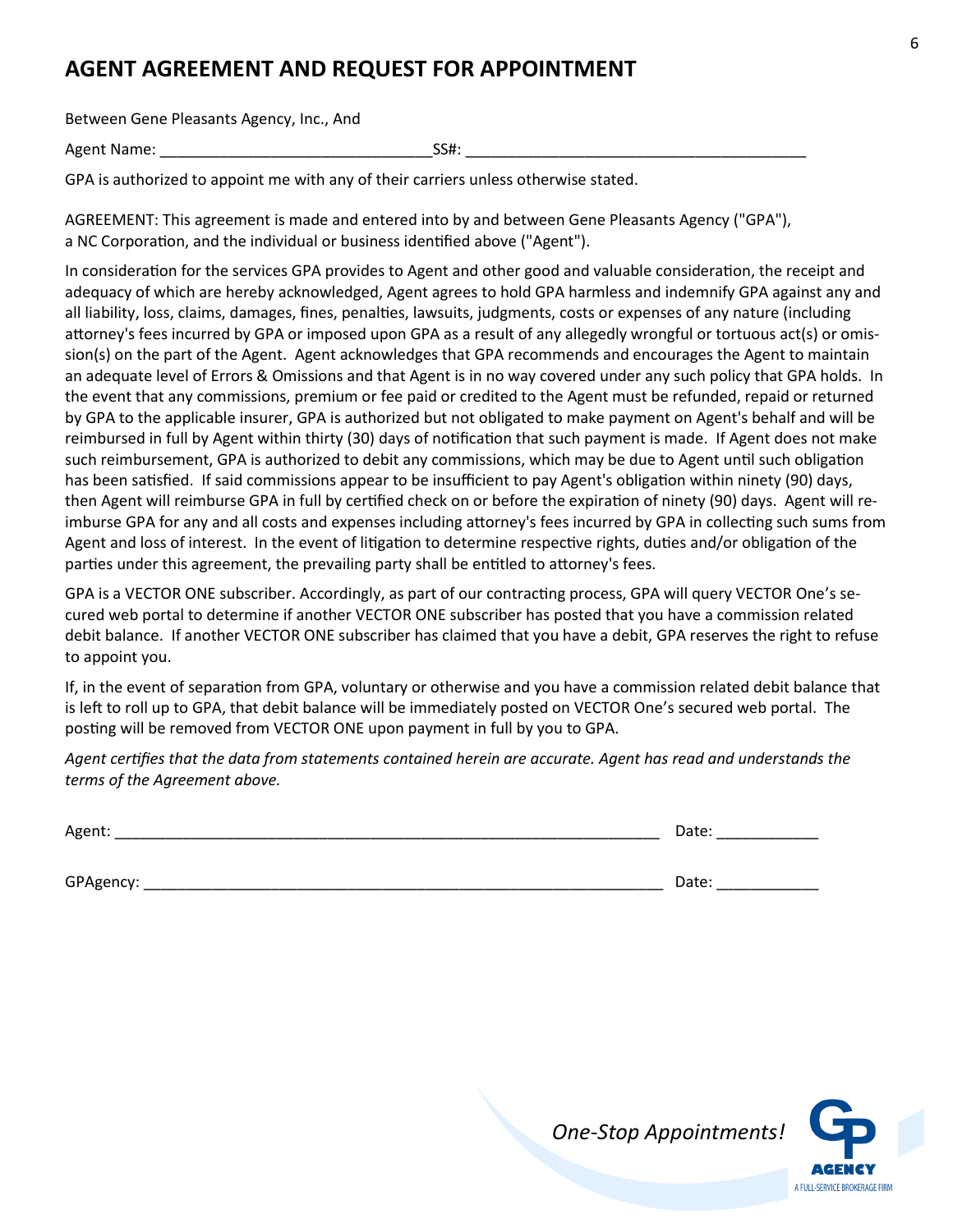# AGENT AGREEMENT AND REQUEST FOR APPOINTMENT

Between Gene Pleasants Agency, Inc., And

Agent Name: _______________________________SS#: _______________________________________

GPA is authorized to appoint me with any of their carriers unless otherwise stated.

AGREEMENT: This agreement is made and entered into by and between Gene Pleasants Agency ("GPA"), a NC Corporation, and the individual or business identified above ("Agent").

In consideration for the services GPA provides to Agent and other good and valuable consideration, the receipt and adequacy of which are hereby acknowledged, Agent agrees to hold GPA harmless and indemnify GPA against any and all liability, loss, claims, damages, fines, penalties, lawsuits, judgments, costs or expenses of any nature (including attorney's fees incurred by GPA or imposed upon GPA as a result of any allegedly wrongful or tortuous act(s) or omission(s) on the part of the Agent. Agent acknowledges that GPA recommends and encourages the Agent to maintain an adequate level of Errors & Omissions and that Agent is in no way covered under any such policy that GPA holds. In the event that any commissions, premium or fee paid or credited to the Agent must be refunded, repaid or returned by GPA to the applicable insurer, GPA is authorized but not obligated to make payment on Agent's behalf and will be reimbursed in full by Agent within thirty (30) days of notification that such payment is made. If Agent does not make such reimbursement, GPA is authorized to debit any commissions, which may be due to Agent until such obligation has been satisfied. If said commissions appear to be insufficient to pay Agent's obligation within ninety (90) days, then Agent will reimburse GPA in full by certified check on or before the expiration of ninety (90) days. Agent will reimburse GPA for any and all costs and expenses including attorney's fees incurred by GPA in collecting such sums from Agent and loss of interest. In the event of litigation to determine respective rights, duties and/or obligation of the parties under this agreement, the prevailing party shall be entitled to attorney's fees.

GPA is a VECTOR ONE subscriber. Accordingly, as part of our contracting process, GPA will query VECTOR One's secured web portal to determine if another VECTOR ONE subscriber has posted that you have a commission related debit balance. If another VECTOR ONE subscriber has claimed that you have a debit, GPA reserves the right to refuse to appoint you.

If, in the event of separation from GPA, voluntary or otherwise and you have a commission related debit balance that is left to roll up to GPA, that debit balance will be immediately posted on VECTOR One's secured web portal. The posting will be removed from VECTOR ONE upon payment in full by you to GPA.

*Agent certifies that the data from statements contained herein are accurate. Agent has read and understands the terms of the Agreement above.*

Agent: _________________________________________________________________ Date: ____________

GPAgency: ______________________________________________________________ Date: ____________

*One-Stop Appointments!*

GP AGENCY
A FULL-SERVICE BROKERAGE FIRM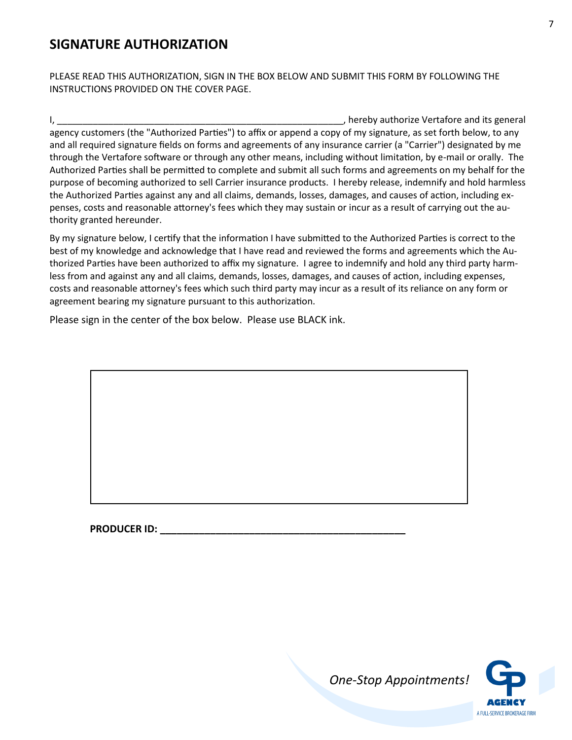## SIGNATURE AUTHORIZATION

PLEASE READ THIS AUTHORIZATION, SIGN IN THE BOX BELOW AND SUBMIT THIS FORM BY FOLLOWING THE INSTRUCTIONS PROVIDED ON THE COVER PAGE.

I, \_\_\_\_\_\_\_\_\_\_\_\_\_\_\_\_\_\_\_\_\_\_\_\_\_\_\_\_\_\_\_\_\_\_\_\_\_\_\_\_\_\_\_\_\_\_\_\_\_\_\_\_\_\_\_\_, hereby authorize Vertafore and its general agency customers (the "Authorized Parties") to affix or append a copy of my signature, as set forth below, to any and all required signature fields on forms and agreements of any insurance carrier (a "Carrier") designated by me through the Vertafore software or through any other means, including without limitation, by e-mail or orally. The Authorized Parties shall be permitted to complete and submit all such forms and agreements on my behalf for the purpose of becoming authorized to sell Carrier insurance products. I hereby release, indemnify and hold harmless the Authorized Parties against any and all claims, demands, losses, damages, and causes of action, including expenses, costs and reasonable attorney's fees which they may sustain or incur as a result of carrying out the authority granted hereunder.

By my signature below, I certify that the information I have submitted to the Authorized Parties is correct to the best of my knowledge and acknowledge that I have read and reviewed the forms and agreements which the Authorized Parties have been authorized to affix my signature. I agree to indemnify and hold any third party harmless from and against any and all claims, demands, losses, damages, and causes of action, including expenses, costs and reasonable attorney's fees which such third party may incur as a result of its reliance on any form or agreement bearing my signature pursuant to this authorization.

Please sign in the center of the box below. Please use BLACK ink.

**PRODUCER ID: \_\_\_\_\_\_\_\_\_\_\_\_\_\_\_\_\_\_\_\_\_\_\_\_\_\_\_\_\_\_\_\_\_\_\_\_\_\_\_\_\_\_\_\_\_**

*One-Stop Appointments!*

GP AGENCY
A FULL-SERVICE BROKERAGE FIRM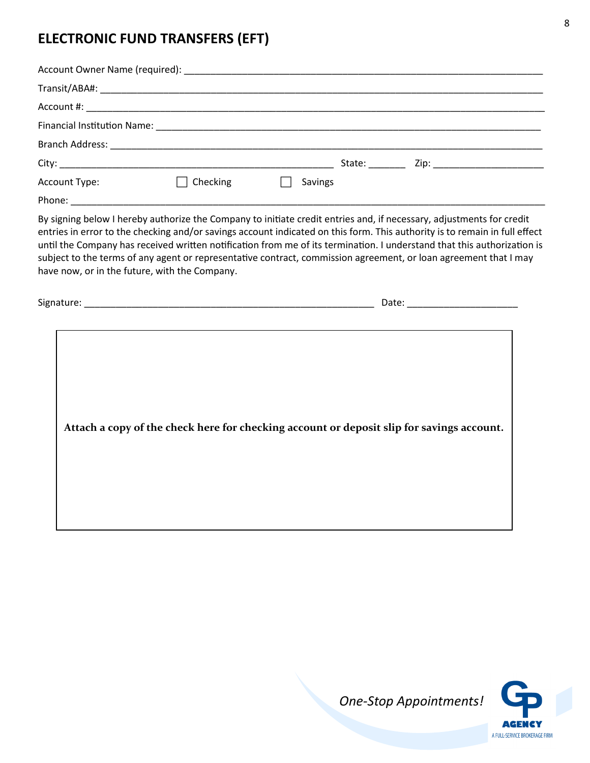## ELECTRONIC FUND TRANSFERS (EFT)

Account Owner Name (required): ___________________________________________

Transit/ABA#: ___________________________________________

Account #: ___________________________________________

Financial Institution Name: ___________________________________________

Branch Address: ___________________________________________

City: ______________________________ State: _______ Zip: ____________________

Account Type: ☐ Checking ☐ Savings

Phone: ___________________________________________

By signing below I hereby authorize the Company to initiate credit entries and, if necessary, adjustments for credit entries in error to the checking and/or savings account indicated on this form. This authority is to remain in full effect until the Company has received written notification from me of its termination. I understand that this authorization is subject to the terms of any agent or representative contract, commission agreement, or loan agreement that I may have now, or in the future, with the Company.

Signature: ______________________________________ Date: ____________________

**Attach a copy of the check here for checking account or deposit slip for savings account.**

*One-Stop Appointments!*

GP AGENCY
A FULL-SERVICE BROKERAGE FIRM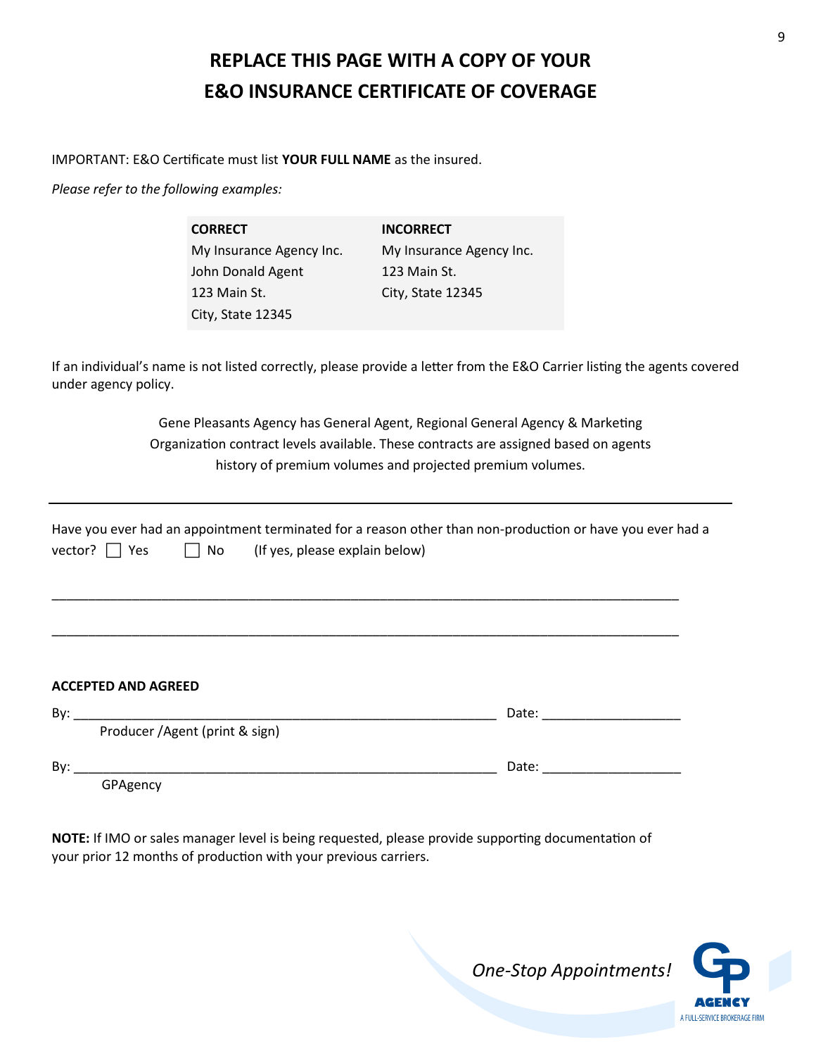# REPLACE THIS PAGE WITH A COPY OF YOUR E&O INSURANCE CERTIFICATE OF COVERAGE

IMPORTANT: E&O Certificate must list **YOUR FULL NAME** as the insured.

*Please refer to the following examples:*

| **CORRECT** | **INCORRECT** |
|---|---|
| My Insurance Agency Inc.<br>John Donald Agent<br>123 Main St.<br>City, State 12345 | My Insurance Agency Inc.<br>123 Main St.<br>City, State 12345 |

If an individual's name is not listed correctly, please provide a letter from the E&O Carrier listing the agents covered under agency policy.

Gene Pleasants Agency has General Agent, Regional General Agency & Marketing Organization contract levels available. These contracts are assigned based on agents history of premium volumes and projected premium volumes.

---

Have you ever had an appointment terminated for a reason other than non-production or have you ever had a vector? ☐ Yes ☐ No (If yes, please explain below)

_______________________________________________________________________________________

_______________________________________________________________________________________

**ACCEPTED AND AGREED**

By: ____________________________________________________________ Date: ____________________
Producer /Agent (print & sign)

By: ____________________________________________________________ Date: ____________________
GPAgency

**NOTE:** If IMO or sales manager level is being requested, please provide supporting documentation of your prior 12 months of production with your previous carriers.

*One-Stop Appointments!*

GP AGENCY
A FULL-SERVICE BROKERAGE FIRM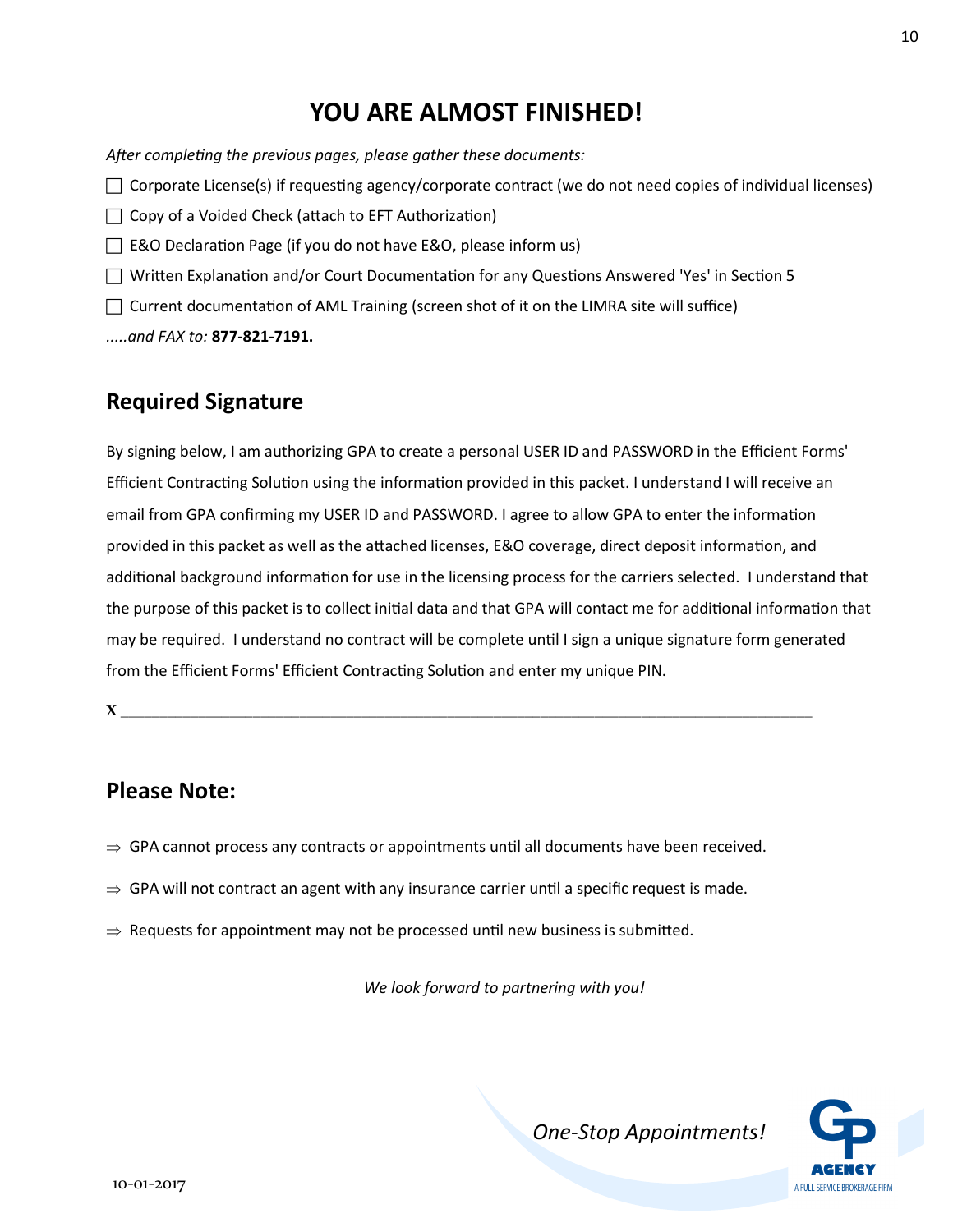# YOU ARE ALMOST FINISHED!

*After completing the previous pages, please gather these documents:*

- ☐ Corporate License(s) if requesting agency/corporate contract (we do not need copies of individual licenses)
- ☐ Copy of a Voided Check (attach to EFT Authorization)
- ☐ E&O Declaration Page (if you do not have E&O, please inform us)
- ☐ Written Explanation and/or Court Documentation for any Questions Answered 'Yes' in Section 5
- ☐ Current documentation of AML Training (screen shot of it on the LIMRA site will suffice)

*.....and FAX to:* **877-821-7191.**

## Required Signature

By signing below, I am authorizing GPA to create a personal USER ID and PASSWORD in the Efficient Forms' Efficient Contracting Solution using the information provided in this packet. I understand I will receive an email from GPA confirming my USER ID and PASSWORD. I agree to allow GPA to enter the information provided in this packet as well as the attached licenses, E&O coverage, direct deposit information, and additional background information for use in the licensing process for the carriers selected. I understand that the purpose of this packet is to collect initial data and that GPA will contact me for additional information that may be required. I understand no contract will be complete until I sign a unique signature form generated from the Efficient Forms' Efficient Contracting Solution and enter my unique PIN.

X ______________________________________________________________________________

## Please Note:

- ⇒ GPA cannot process any contracts or appointments until all documents have been received.
- ⇒ GPA will not contract an agent with any insurance carrier until a specific request is made.
- ⇒ Requests for appointment may not be processed until new business is submitted.

*We look forward to partnering with you!*

*One-Stop Appointments!*

GP AGENCY
A FULL-SERVICE BROKERAGE FIRM

10-01-2017